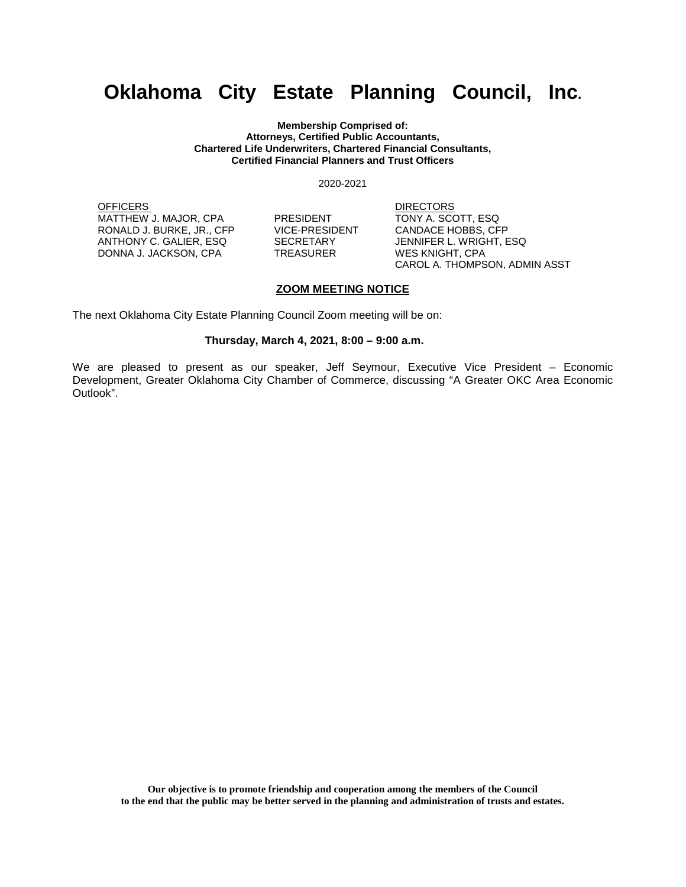# Oklahoma City Estate Planning Council, Inc.

**Membership Comprised of:**
**Attorneys, Certified Public Accountants,**
**Chartered Life Underwriters, Chartered Financial Consultants,**
**Certified Financial Planners and Trust Officers**

2020-2021

| OFFICERS | | DIRECTORS |
|---|---|---|
| MATTHEW J. MAJOR, CPA | PRESIDENT | TONY A. SCOTT, ESQ |
| RONALD J. BURKE, JR., CFP | VICE-PRESIDENT | CANDACE HOBBS, CFP |
| ANTHONY C. GALIER, ESQ | SECRETARY | JENNIFER L. WRIGHT, ESQ |
| DONNA J. JACKSON, CPA | TREASURER | WES KNIGHT, CPA |
| | | CAROL A. THOMPSON, ADMIN ASST |

## ZOOM MEETING NOTICE

The next Oklahoma City Estate Planning Council Zoom meeting will be on:

**Thursday, March 4, 2021, 8:00 – 9:00 a.m.**

We are pleased to present as our speaker, Jeff Seymour, Executive Vice President – Economic Development, Greater Oklahoma City Chamber of Commerce, discussing "A Greater OKC Area Economic Outlook".

**Our objective is to promote friendship and cooperation among the members of the Council to the end that the public may be better served in the planning and administration of trusts and estates.**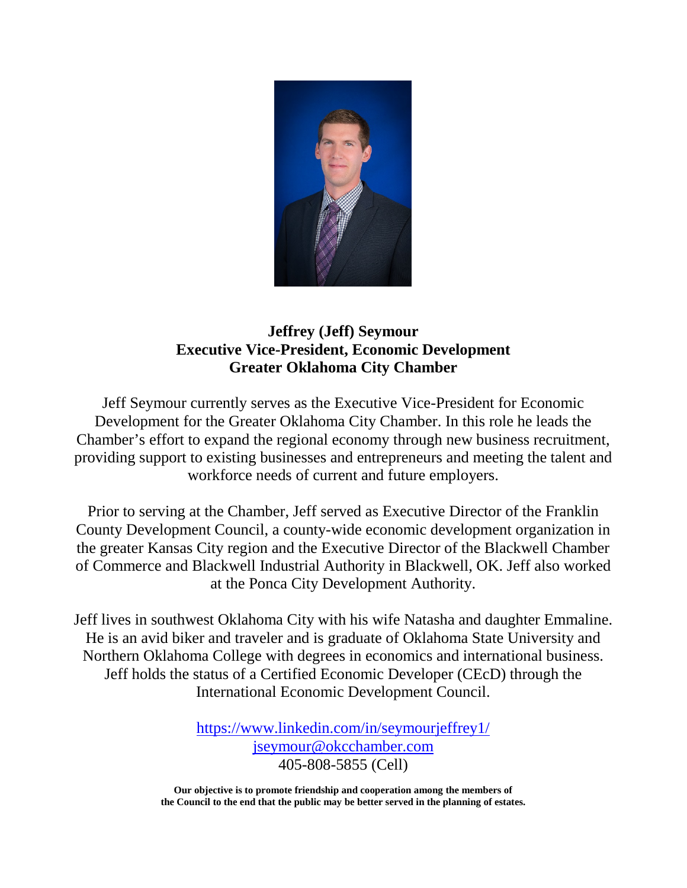**Jeffrey (Jeff) Seymour**
**Executive Vice-President, Economic Development**
**Greater Oklahoma City Chamber**

Jeff Seymour currently serves as the Executive Vice-President for Economic Development for the Greater Oklahoma City Chamber. In this role he leads the Chamber's effort to expand the regional economy through new business recruitment, providing support to existing businesses and entrepreneurs and meeting the talent and workforce needs of current and future employers.

Prior to serving at the Chamber, Jeff served as Executive Director of the Franklin County Development Council, a county-wide economic development organization in the greater Kansas City region and the Executive Director of the Blackwell Chamber of Commerce and Blackwell Industrial Authority in Blackwell, OK. Jeff also worked at the Ponca City Development Authority.

Jeff lives in southwest Oklahoma City with his wife Natasha and daughter Emmaline. He is an avid biker and traveler and is graduate of Oklahoma State University and Northern Oklahoma College with degrees in economics and international business. Jeff holds the status of a Certified Economic Developer (CEcD) through the International Economic Development Council.

https://www.linkedin.com/in/seymourjeffrey1/
jseymour@okcchamber.com
405-808-5855 (Cell)

**Our objective is to promote friendship and cooperation among the members of the Council to the end that the public may be better served in the planning of estates.**